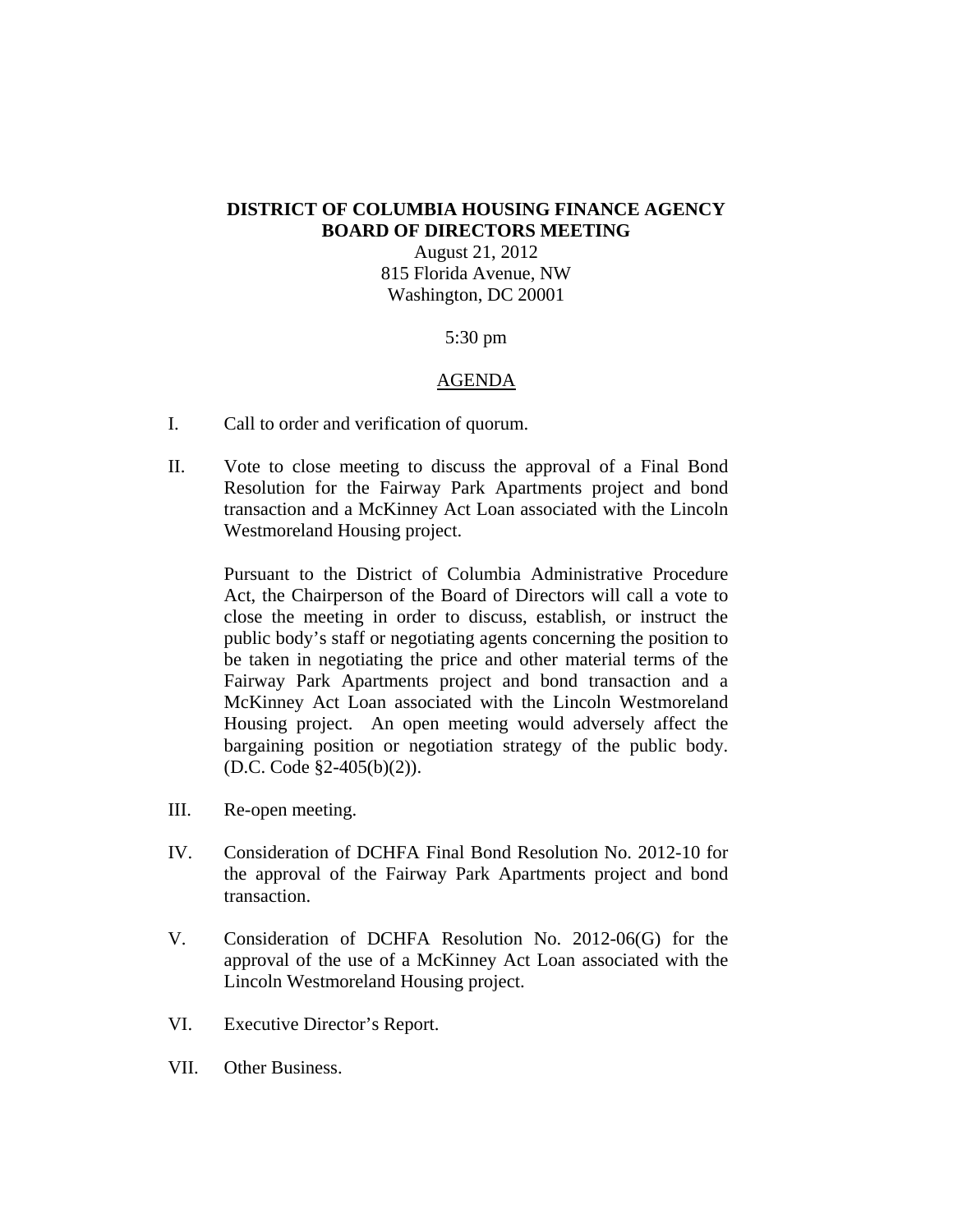**DISTRICT OF COLUMBIA HOUSING FINANCE AGENCY**
**BOARD OF DIRECTORS MEETING**

August 21, 2012
815 Florida Avenue, NW
Washington, DC 20001

5:30 pm

<u>AGENDA</u>

I. Call to order and verification of quorum.

II. Vote to close meeting to discuss the approval of a Final Bond Resolution for the Fairway Park Apartments project and bond transaction and a McKinney Act Loan associated with the Lincoln Westmoreland Housing project.

   Pursuant to the District of Columbia Administrative Procedure Act, the Chairperson of the Board of Directors will call a vote to close the meeting in order to discuss, establish, or instruct the public body's staff or negotiating agents concerning the position to be taken in negotiating the price and other material terms of the Fairway Park Apartments project and bond transaction and a McKinney Act Loan associated with the Lincoln Westmoreland Housing project. An open meeting would adversely affect the bargaining position or negotiation strategy of the public body. (D.C. Code §2-405(b)(2)).

III. Re-open meeting.

IV. Consideration of DCHFA Final Bond Resolution No. 2012-10 for the approval of the Fairway Park Apartments project and bond transaction.

V. Consideration of DCHFA Resolution No. 2012-06(G) for the approval of the use of a McKinney Act Loan associated with the Lincoln Westmoreland Housing project.

VI. Executive Director's Report.

VII. Other Business.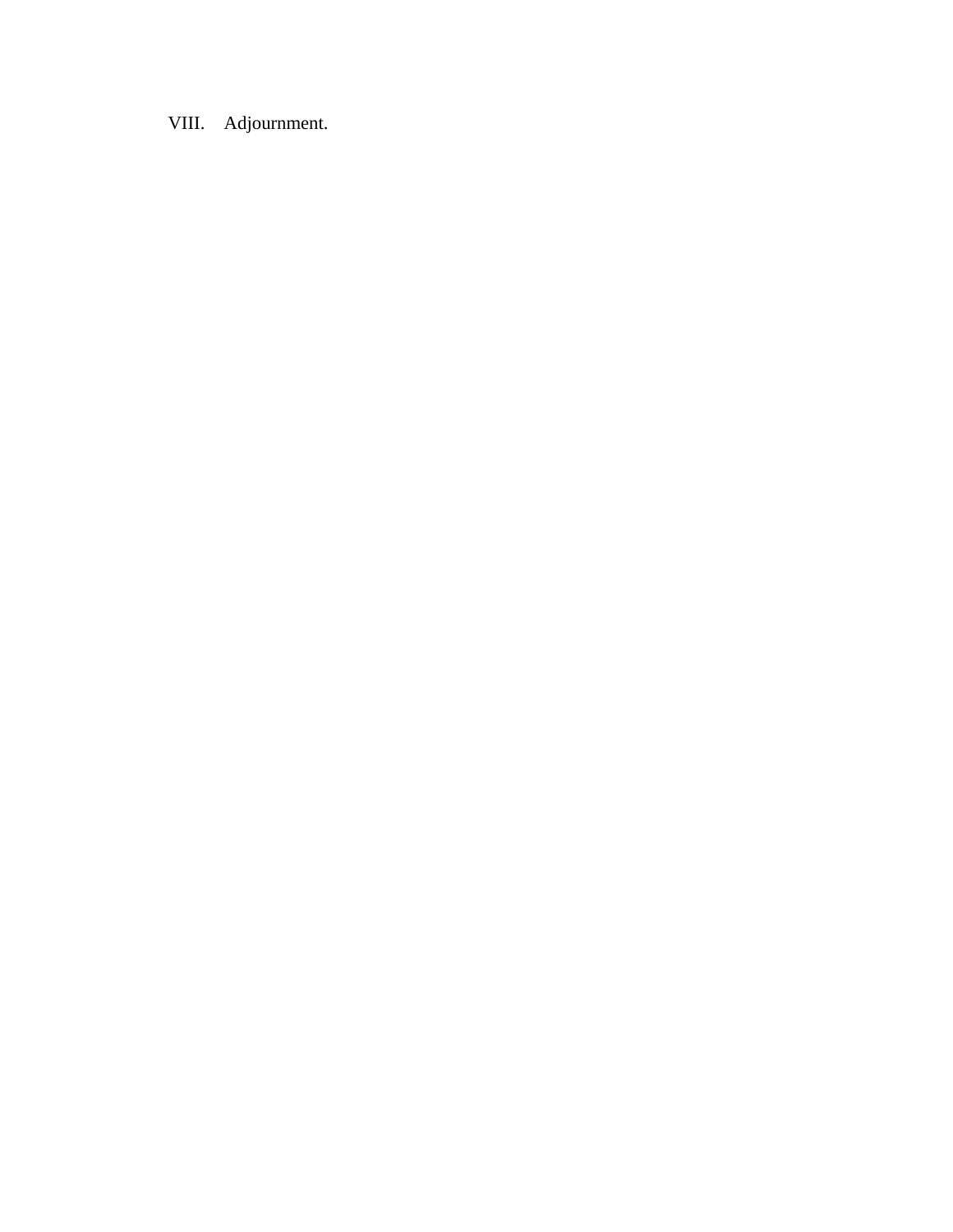VIII. Adjournment.